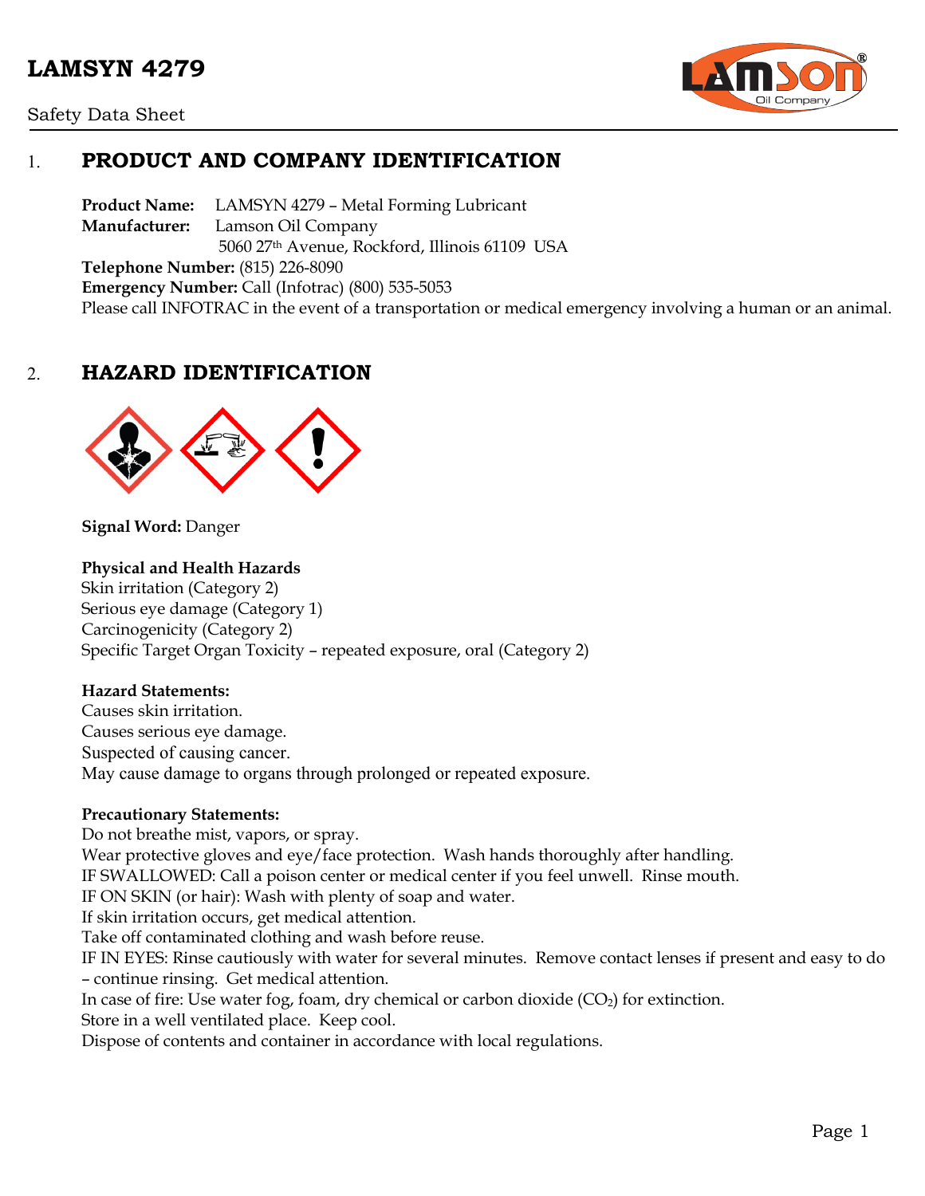# LAMSYN 4279

Safety Data Sheet

## 1. PRODUCT AND COMPANY IDENTIFICATION

**Product Name:** LAMSYN 4279 – Metal Forming Lubricant
**Manufacturer:** Lamson Oil Company
5060 27th Avenue, Rockford, Illinois 61109 USA
**Telephone Number:** (815) 226-8090
**Emergency Number:** Call (Infotrac) (800) 535-5053
Please call INFOTRAC in the event of a transportation or medical emergency involving a human or an animal.

## 2. HAZARD IDENTIFICATION

**Signal Word:** Danger

**Physical and Health Hazards**
Skin irritation (Category 2)
Serious eye damage (Category 1)
Carcinogenicity (Category 2)
Specific Target Organ Toxicity – repeated exposure, oral (Category 2)

**Hazard Statements:**
Causes skin irritation.
Causes serious eye damage.
Suspected of causing cancer.
May cause damage to organs through prolonged or repeated exposure.

**Precautionary Statements:**
Do not breathe mist, vapors, or spray.
Wear protective gloves and eye/face protection. Wash hands thoroughly after handling.
IF SWALLOWED: Call a poison center or medical center if you feel unwell. Rinse mouth.
IF ON SKIN (or hair): Wash with plenty of soap and water.
If skin irritation occurs, get medical attention.
Take off contaminated clothing and wash before reuse.
IF IN EYES: Rinse cautiously with water for several minutes. Remove contact lenses if present and easy to do – continue rinsing. Get medical attention.
In case of fire: Use water fog, foam, dry chemical or carbon dioxide ($CO_2$) for extinction.
Store in a well ventilated place. Keep cool.
Dispose of contents and container in accordance with local regulations.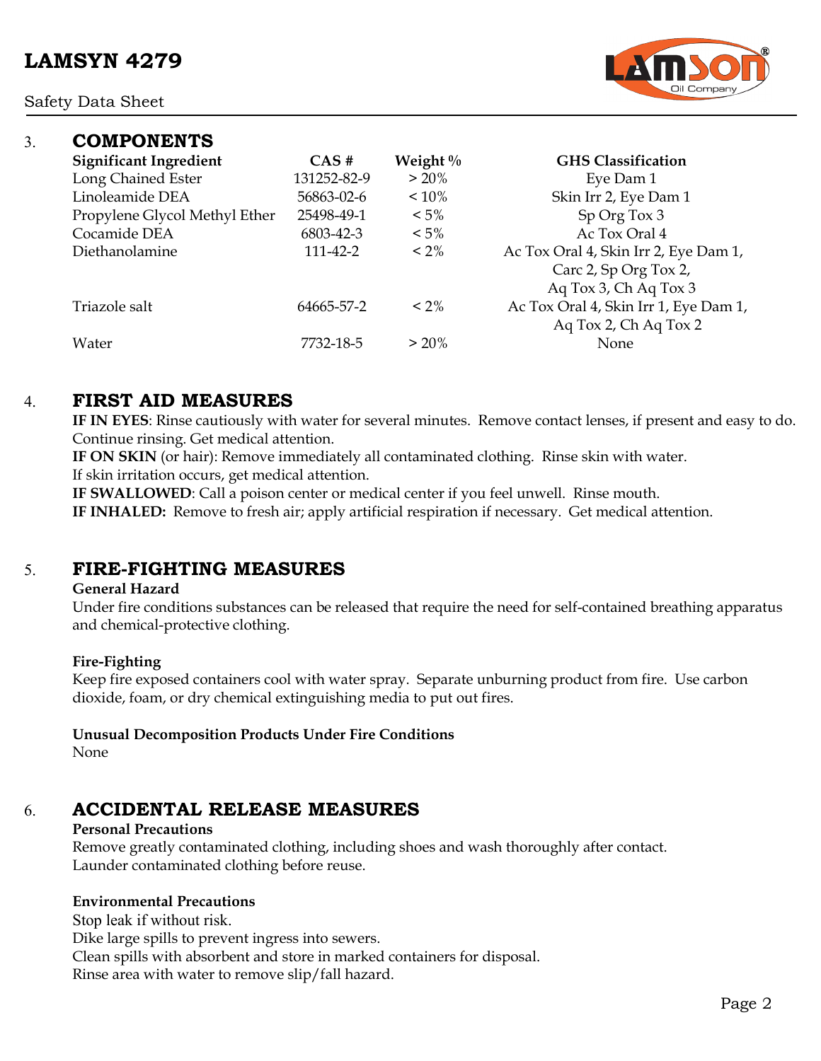## 3. COMPONENTS

| Significant Ingredient | CAS # | Weight % | GHS Classification |
|---|---|---|---|
| Long Chained Ester | 131252-82-9 | > 20% | Eye Dam 1 |
| Linoleamide DEA | 56863-02-6 | < 10% | Skin Irr 2, Eye Dam 1 |
| Propylene Glycol Methyl Ether | 25498-49-1 | < 5% | Sp Org Tox 3 |
| Cocamide DEA | 6803-42-3 | < 5% | Ac Tox Oral 4 |
| Diethanolamine | 111-42-2 | < 2% | Ac Tox Oral 4, Skin Irr 2, Eye Dam 1, Carc 2, Sp Org Tox 2, Aq Tox 3, Ch Aq Tox 3 |
| Triazole salt | 64665-57-2 | < 2% | Ac Tox Oral 4, Skin Irr 1, Eye Dam 1, Aq Tox 2, Ch Aq Tox 2 |
| Water | 7732-18-5 | > 20% | None |

## 4. FIRST AID MEASURES

**IF IN EYES**: Rinse cautiously with water for several minutes. Remove contact lenses, if present and easy to do. Continue rinsing. Get medical attention.

**IF ON SKIN** (or hair): Remove immediately all contaminated clothing. Rinse skin with water.
If skin irritation occurs, get medical attention.

**IF SWALLOWED**: Call a poison center or medical center if you feel unwell. Rinse mouth.

**IF INHALED:** Remove to fresh air; apply artificial respiration if necessary. Get medical attention.

## 5. FIRE-FIGHTING MEASURES

**General Hazard**

Under fire conditions substances can be released that require the need for self-contained breathing apparatus and chemical-protective clothing.

**Fire-Fighting**

Keep fire exposed containers cool with water spray. Separate unburning product from fire. Use carbon dioxide, foam, or dry chemical extinguishing media to put out fires.

**Unusual Decomposition Products Under Fire Conditions**

None

## 6. ACCIDENTAL RELEASE MEASURES

**Personal Precautions**

Remove greatly contaminated clothing, including shoes and wash thoroughly after contact.
Launder contaminated clothing before reuse.

**Environmental Precautions**

Stop leak if without risk.
Dike large spills to prevent ingress into sewers.
Clean spills with absorbent and store in marked containers for disposal.
Rinse area with water to remove slip/fall hazard.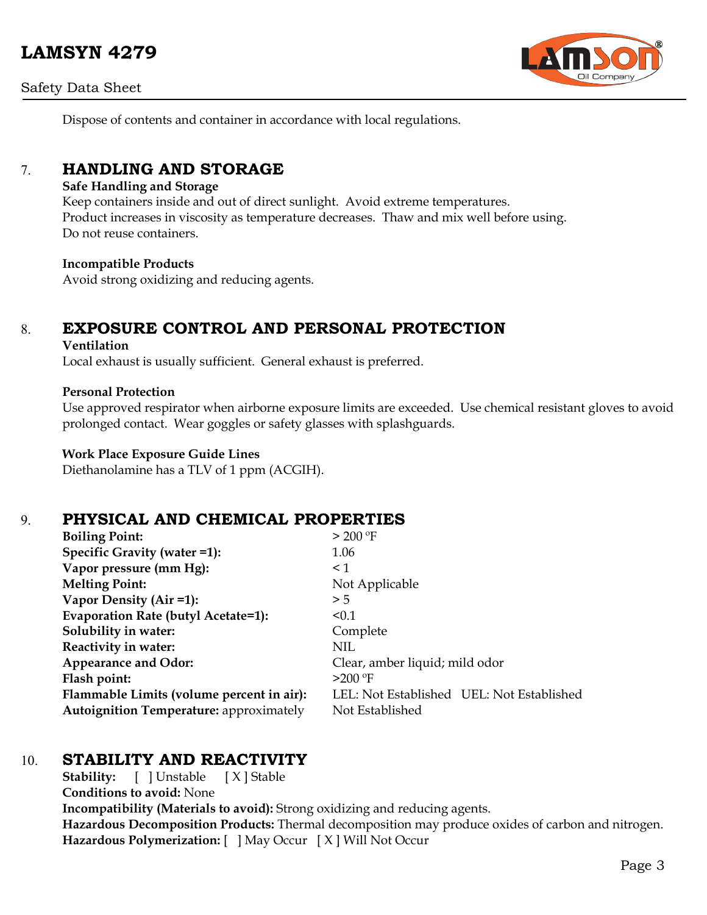Dispose of contents and container in accordance with local regulations.

## 7. HANDLING AND STORAGE

**Safe Handling and Storage**

Keep containers inside and out of direct sunlight. Avoid extreme temperatures.
Product increases in viscosity as temperature decreases. Thaw and mix well before using.
Do not reuse containers.

**Incompatible Products**

Avoid strong oxidizing and reducing agents.

## 8. EXPOSURE CONTROL AND PERSONAL PROTECTION

**Ventilation**

Local exhaust is usually sufficient. General exhaust is preferred.

**Personal Protection**

Use approved respirator when airborne exposure limits are exceeded. Use chemical resistant gloves to avoid prolonged contact. Wear goggles or safety glasses with splashguards.

**Work Place Exposure Guide Lines**

Diethanolamine has a TLV of 1 ppm (ACGIH).

## 9. PHYSICAL AND CHEMICAL PROPERTIES

| | |
|---|---|
| **Boiling Point:** | > 200 ºF |
| **Specific Gravity (water =1):** | 1.06 |
| **Vapor pressure (mm Hg):** | < 1 |
| **Melting Point:** | Not Applicable |
| **Vapor Density (Air =1):** | > 5 |
| **Evaporation Rate (butyl Acetate=1):** | <0.1 |
| **Solubility in water:** | Complete |
| **Reactivity in water:** | NIL |
| **Appearance and Odor:** | Clear, amber liquid; mild odor |
| **Flash point:** | >200 ºF |
| **Flammable Limits (volume percent in air):** | LEL: Not Established UEL: Not Established |
| **Autoignition Temperature:** approximately | Not Established |

## 10. STABILITY AND REACTIVITY

**Stability:** [ ] Unstable [ X ] Stable
**Conditions to avoid:** None
**Incompatibility (Materials to avoid):** Strong oxidizing and reducing agents.
**Hazardous Decomposition Products:** Thermal decomposition may produce oxides of carbon and nitrogen.
**Hazardous Polymerization:** [ ] May Occur [ X ] Will Not Occur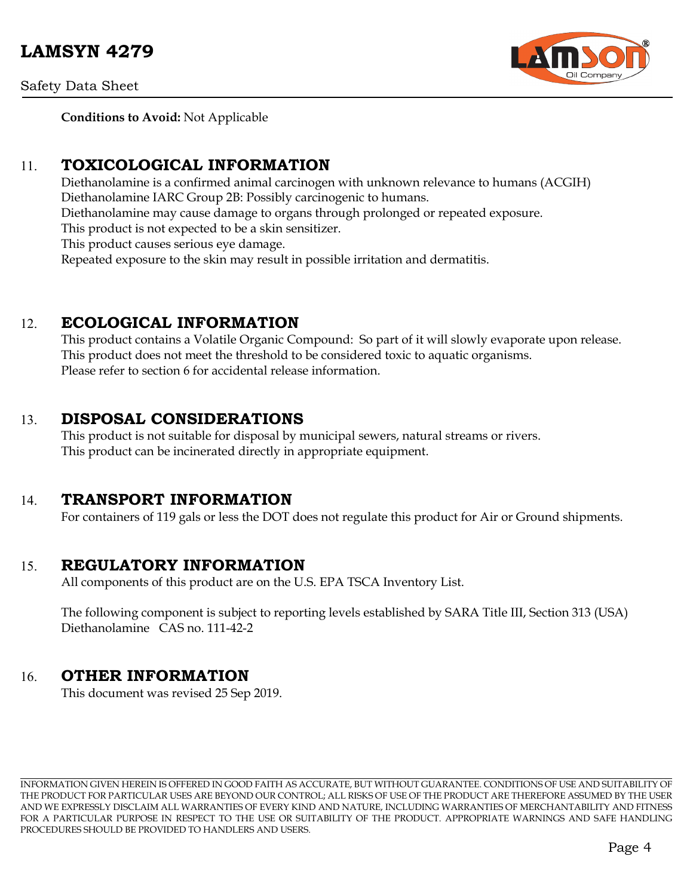**Conditions to Avoid:** Not Applicable

## 11. TOXICOLOGICAL INFORMATION

Diethanolamine is a confirmed animal carcinogen with unknown relevance to humans (ACGIH)
Diethanolamine IARC Group 2B: Possibly carcinogenic to humans.
Diethanolamine may cause damage to organs through prolonged or repeated exposure.
This product is not expected to be a skin sensitizer.
This product causes serious eye damage.
Repeated exposure to the skin may result in possible irritation and dermatitis.

## 12. ECOLOGICAL INFORMATION

This product contains a Volatile Organic Compound: So part of it will slowly evaporate upon release.
This product does not meet the threshold to be considered toxic to aquatic organisms.
Please refer to section 6 for accidental release information.

## 13. DISPOSAL CONSIDERATIONS

This product is not suitable for disposal by municipal sewers, natural streams or rivers.
This product can be incinerated directly in appropriate equipment.

## 14. TRANSPORT INFORMATION

For containers of 119 gals or less the DOT does not regulate this product for Air or Ground shipments.

## 15. REGULATORY INFORMATION

All components of this product are on the U.S. EPA TSCA Inventory List.

The following component is subject to reporting levels established by SARA Title III, Section 313 (USA)
Diethanolamine CAS no. 111-42-2

## 16. OTHER INFORMATION

This document was revised 25 Sep 2019.

INFORMATION GIVEN HEREIN IS OFFERED IN GOOD FAITH AS ACCURATE, BUT WITHOUT GUARANTEE. CONDITIONS OF USE AND SUITABILITY OF THE PRODUCT FOR PARTICULAR USES ARE BEYOND OUR CONTROL; ALL RISKS OF USE OF THE PRODUCT ARE THEREFORE ASSUMED BY THE USER AND WE EXPRESSLY DISCLAIM ALL WARRANTIES OF EVERY KIND AND NATURE, INCLUDING WARRANTIES OF MERCHANTABILITY AND FITNESS FOR A PARTICULAR PURPOSE IN RESPECT TO THE USE OR SUITABILITY OF THE PRODUCT. APPROPRIATE WARNINGS AND SAFE HANDLING PROCEDURES SHOULD BE PROVIDED TO HANDLERS AND USERS.